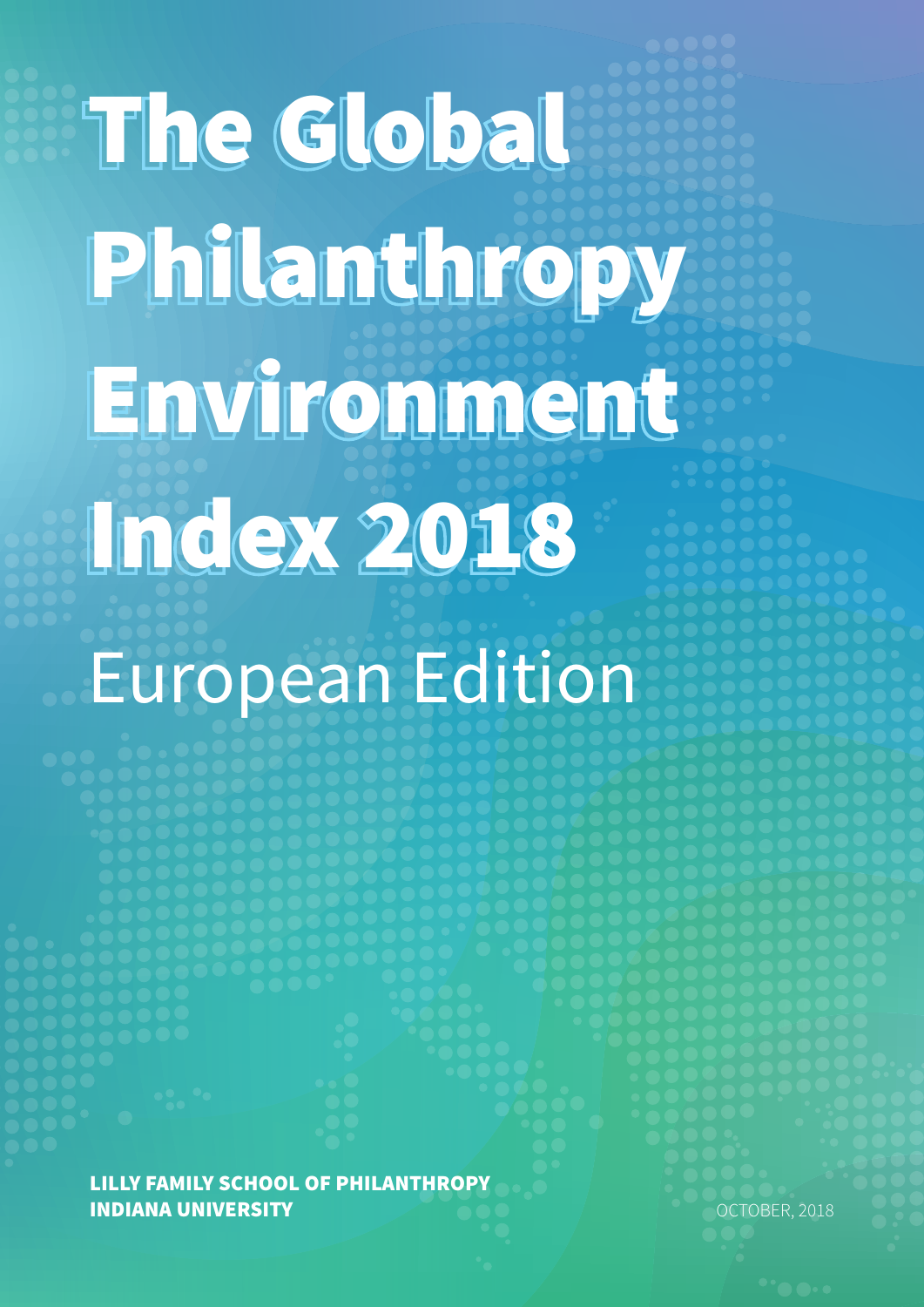# The Global Philanthropy Environment Index 2018

## European Edition

**LILLY FAMILY SCHOOL OF PHILANTHROPY**
**INDIANA UNIVERSITY**

OCTOBER, 2018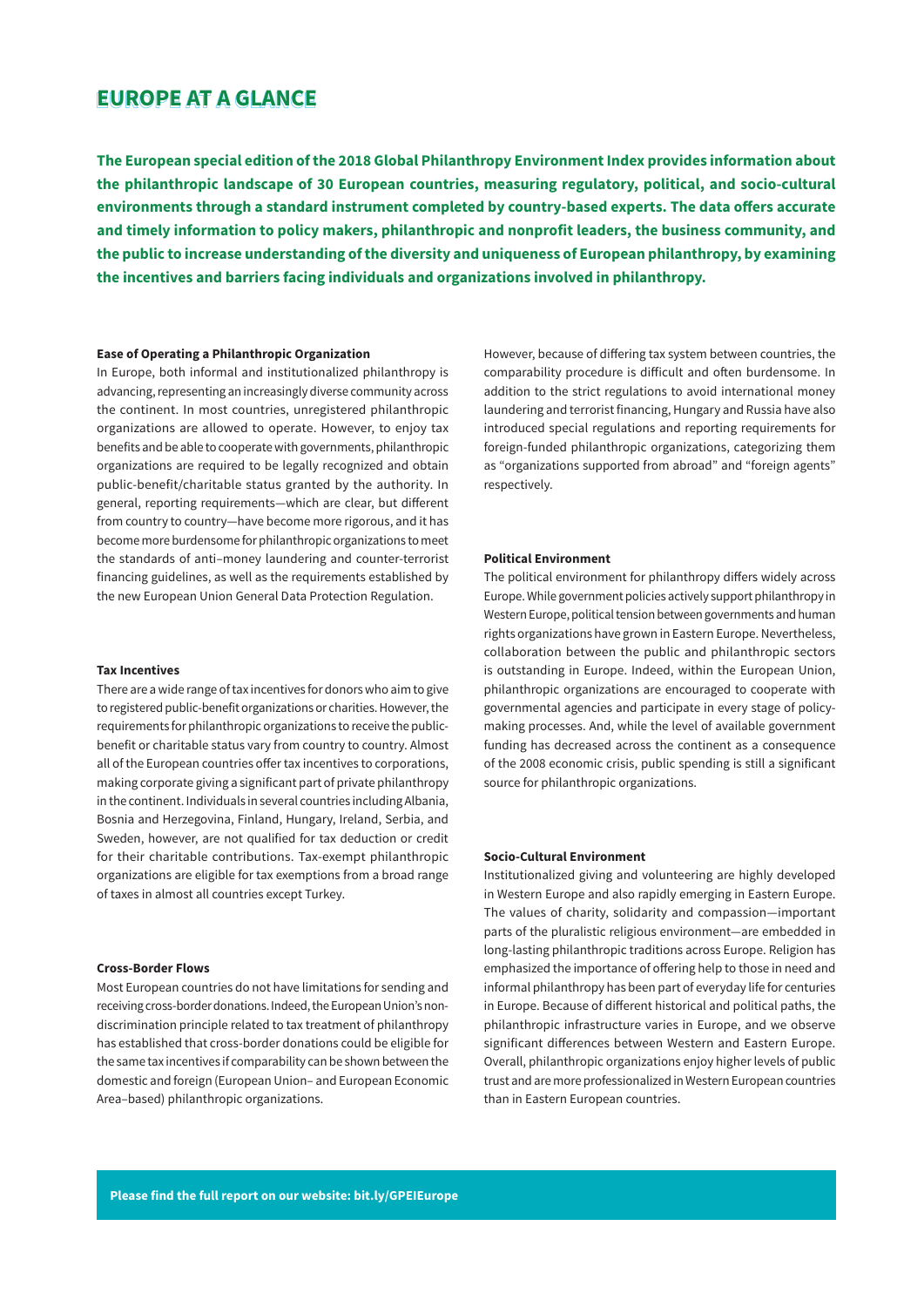# EUROPE AT A GLANCE

**The European special edition of the 2018 Global Philanthropy Environment Index provides information about the philanthropic landscape of 30 European countries, measuring regulatory, political, and socio-cultural environments through a standard instrument completed by country-based experts. The data offers accurate and timely information to policy makers, philanthropic and nonprofit leaders, the business community, and the public to increase understanding of the diversity and uniqueness of European philanthropy, by examining the incentives and barriers facing individuals and organizations involved in philanthropy.**

### Ease of Operating a Philanthropic Organization

In Europe, both informal and institutionalized philanthropy is advancing, representing an increasingly diverse community across the continent. In most countries, unregistered philanthropic organizations are allowed to operate. However, to enjoy tax benefits and be able to cooperate with governments, philanthropic organizations are required to be legally recognized and obtain public-benefit/charitable status granted by the authority. In general, reporting requirements—which are clear, but different from country to country—have become more rigorous, and it has become more burdensome for philanthropic organizations to meet the standards of anti–money laundering and counter-terrorist financing guidelines, as well as the requirements established by the new European Union General Data Protection Regulation.

### Tax Incentives

There are a wide range of tax incentives for donors who aim to give to registered public-benefit organizations or charities. However, the requirements for philanthropic organizations to receive the public-benefit or charitable status vary from country to country. Almost all of the European countries offer tax incentives to corporations, making corporate giving a significant part of private philanthropy in the continent. Individuals in several countries including Albania, Bosnia and Herzegovina, Finland, Hungary, Ireland, Serbia, and Sweden, however, are not qualified for tax deduction or credit for their charitable contributions. Tax-exempt philanthropic organizations are eligible for tax exemptions from a broad range of taxes in almost all countries except Turkey.

### Cross-Border Flows

Most European countries do not have limitations for sending and receiving cross-border donations. Indeed, the European Union's non-discrimination principle related to tax treatment of philanthropy has established that cross-border donations could be eligible for the same tax incentives if comparability can be shown between the domestic and foreign (European Union– and European Economic Area–based) philanthropic organizations.

However, because of differing tax system between countries, the comparability procedure is difficult and often burdensome. In addition to the strict regulations to avoid international money laundering and terrorist financing, Hungary and Russia have also introduced special regulations and reporting requirements for foreign-funded philanthropic organizations, categorizing them as "organizations supported from abroad" and "foreign agents" respectively.

### Political Environment

The political environment for philanthropy differs widely across Europe. While government policies actively support philanthropy in Western Europe, political tension between governments and human rights organizations have grown in Eastern Europe. Nevertheless, collaboration between the public and philanthropic sectors is outstanding in Europe. Indeed, within the European Union, philanthropic organizations are encouraged to cooperate with governmental agencies and participate in every stage of policy-making processes. And, while the level of available government funding has decreased across the continent as a consequence of the 2008 economic crisis, public spending is still a significant source for philanthropic organizations.

### Socio-Cultural Environment

Institutionalized giving and volunteering are highly developed in Western Europe and also rapidly emerging in Eastern Europe. The values of charity, solidarity and compassion—important parts of the pluralistic religious environment—are embedded in long-lasting philanthropic traditions across Europe. Religion has emphasized the importance of offering help to those in need and informal philanthropy has been part of everyday life for centuries in Europe. Because of different historical and political paths, the philanthropic infrastructure varies in Europe, and we observe significant differences between Western and Eastern Europe. Overall, philanthropic organizations enjoy higher levels of public trust and are more professionalized in Western European countries than in Eastern European countries.

**Please find the full report on our website: bit.ly/GPEIEurope**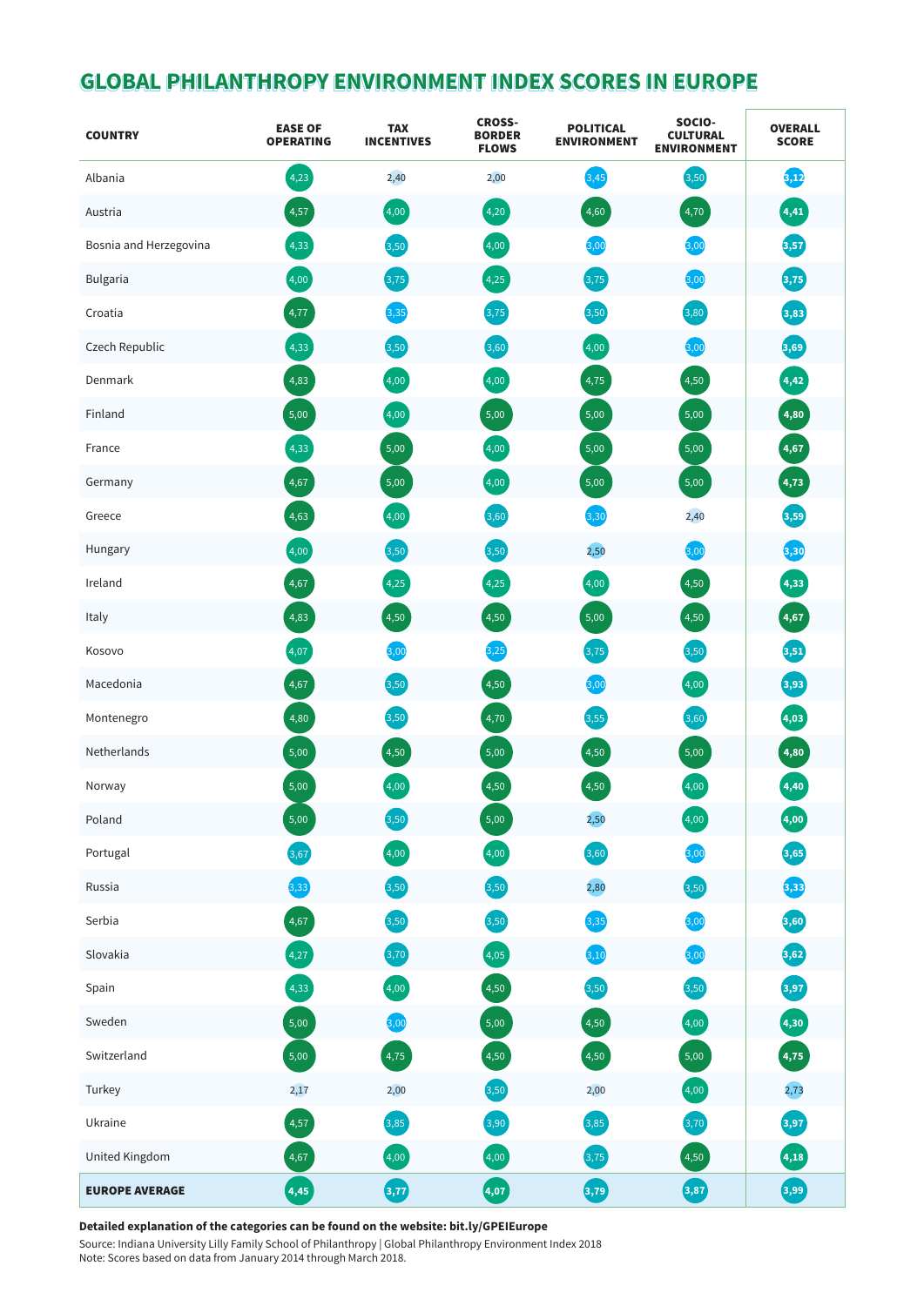# GLOBAL PHILANTHROPY ENVIRONMENT INDEX SCORES IN EUROPE

| COUNTRY | EASE OF OPERATING | TAX INCENTIVES | CROSS-BORDER FLOWS | POLITICAL ENVIRONMENT | SOCIO-CULTURAL ENVIRONMENT | OVERALL SCORE |
|---|---|---|---|---|---|---|
| Albania | 4,23 | 2,40 | 2,00 | 3,45 | 3,50 | 3,12 |
| Austria | 4,57 | 4,00 | 4,20 | 4,60 | 4,70 | 4,41 |
| Bosnia and Herzegovina | 4,33 | 3,50 | 4,00 | 3,00 | 3,00 | 3,57 |
| Bulgaria | 4,00 | 3,75 | 4,25 | 3,75 | 3,00 | 3,75 |
| Croatia | 4,77 | 3,35 | 3,75 | 3,50 | 3,80 | 3,83 |
| Czech Republic | 4,33 | 3,50 | 3,60 | 4,00 | 3,00 | 3,69 |
| Denmark | 4,83 | 4,00 | 4,00 | 4,75 | 4,50 | 4,42 |
| Finland | 5,00 | 4,00 | 5,00 | 5,00 | 5,00 | 4,80 |
| France | 4,33 | 5,00 | 4,00 | 5,00 | 5,00 | 4,67 |
| Germany | 4,67 | 5,00 | 4,00 | 5,00 | 5,00 | 4,73 |
| Greece | 4,63 | 4,00 | 3,60 | 3,30 | 2,40 | 3,59 |
| Hungary | 4,00 | 3,50 | 3,50 | 2,50 | 3,00 | 3,30 |
| Ireland | 4,67 | 4,25 | 4,25 | 4,00 | 4,50 | 4,33 |
| Italy | 4,83 | 4,50 | 4,50 | 5,00 | 4,50 | 4,67 |
| Kosovo | 4,07 | 3,00 | 3,25 | 3,75 | 3,50 | 3,51 |
| Macedonia | 4,67 | 3,50 | 4,50 | 3,00 | 4,00 | 3,93 |
| Montenegro | 4,80 | 3,50 | 4,70 | 3,55 | 3,60 | 4,03 |
| Netherlands | 5,00 | 4,50 | 5,00 | 4,50 | 5,00 | 4,80 |
| Norway | 5,00 | 4,00 | 4,50 | 4,50 | 4,00 | 4,40 |
| Poland | 5,00 | 3,50 | 5,00 | 2,50 | 4,00 | 4,00 |
| Portugal | 3,67 | 4,00 | 4,00 | 3,60 | 3,00 | 3,65 |
| Russia | 3,33 | 3,50 | 3,50 | 2,80 | 3,50 | 3,33 |
| Serbia | 4,67 | 3,50 | 3,50 | 3,35 | 3,00 | 3,60 |
| Slovakia | 4,27 | 3,70 | 4,05 | 3,10 | 3,00 | 3,62 |
| Spain | 4,33 | 4,00 | 4,50 | 3,50 | 3,50 | 3,97 |
| Sweden | 5,00 | 3,00 | 5,00 | 4,50 | 4,00 | 4,30 |
| Switzerland | 5,00 | 4,75 | 4,50 | 4,50 | 5,00 | 4,75 |
| Turkey | 2,17 | 2,00 | 3,50 | 2,00 | 4,00 | 2,73 |
| Ukraine | 4,57 | 3,85 | 3,90 | 3,85 | 3,70 | 3,97 |
| United Kingdom | 4,67 | 4,00 | 4,00 | 3,75 | 4,50 | 4,18 |
| **EUROPE AVERAGE** | **4,45** | **3,77** | **4,07** | **3,79** | **3,87** | **3,99** |

**Detailed explanation of the categories can be found on the website: bit.ly/GPEIEurope**

Source: Indiana University Lilly Family School of Philanthropy | Global Philanthropy Environment Index 2018

Note: Scores based on data from January 2014 through March 2018.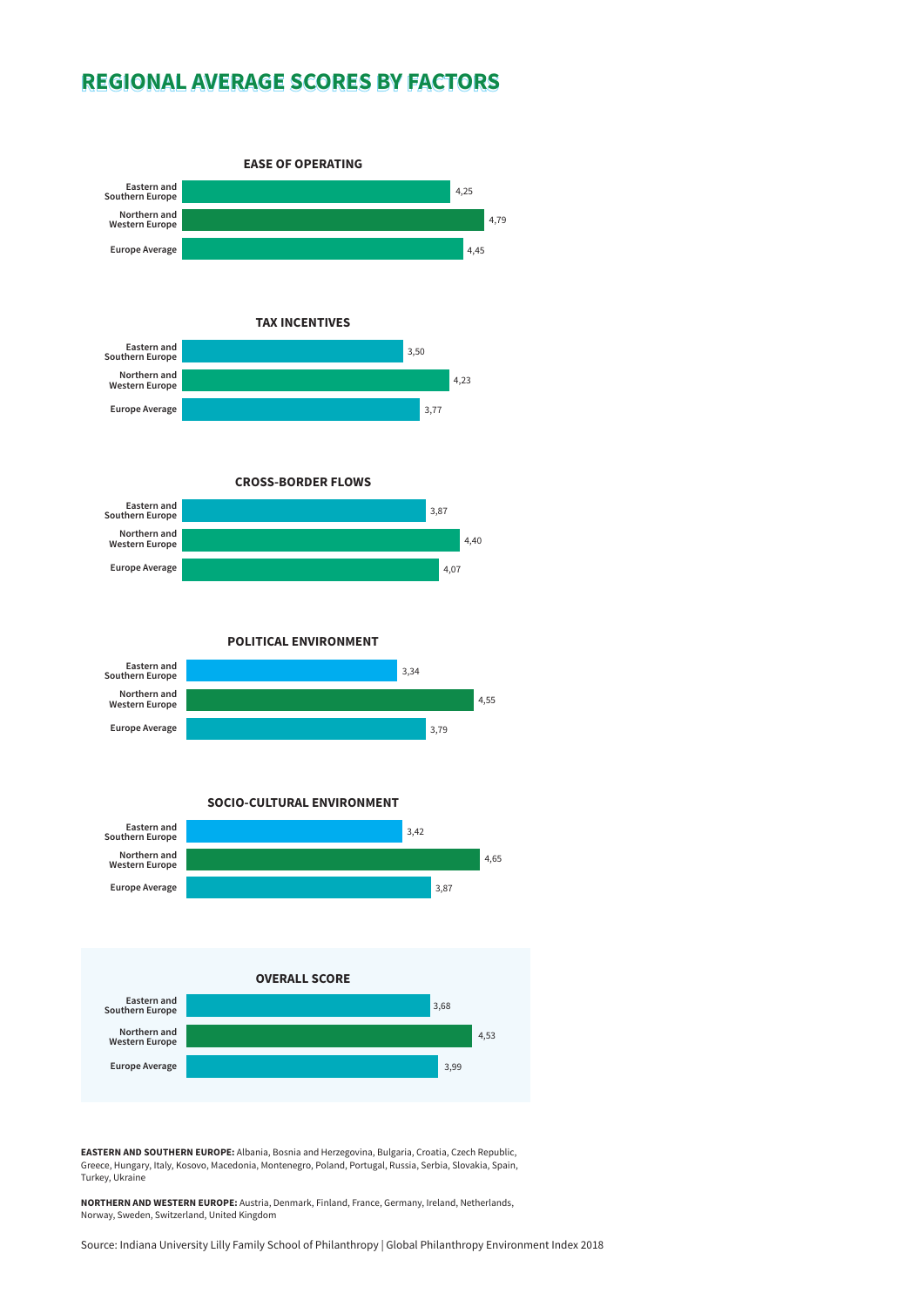## REGIONAL AVERAGE SCORES BY FACTORS

### EASE OF OPERATING

| Region | Score |
|---|---|
| Eastern and Southern Europe | 4,25 |
| Northern and Western Europe | 4,79 |
| Europe Average | 4,45 |

### TAX INCENTIVES

| Region | Score |
|---|---|
| Eastern and Southern Europe | 3,50 |
| Northern and Western Europe | 4,23 |
| Europe Average | 3,77 |

### CROSS-BORDER FLOWS

| Region | Score |
|---|---|
| Eastern and Southern Europe | 3,87 |
| Northern and Western Europe | 4,40 |
| Europe Average | 4,07 |

### POLITICAL ENVIRONMENT

| Region | Score |
|---|---|
| Eastern and Southern Europe | 3,34 |
| Northern and Western Europe | 4,55 |
| Europe Average | 3,79 |

### SOCIO-CULTURAL ENVIRONMENT

| Region | Score |
|---|---|
| Eastern and Southern Europe | 3,42 |
| Northern and Western Europe | 4,65 |
| Europe Average | 3,87 |

### OVERALL SCORE

| Region | Score |
|---|---|
| Eastern and Southern Europe | 3,68 |
| Northern and Western Europe | 4,53 |
| Europe Average | 3,99 |

**EASTERN AND SOUTHERN EUROPE:** Albania, Bosnia and Herzegovina, Bulgaria, Croatia, Czech Republic, Greece, Hungary, Italy, Kosovo, Macedonia, Montenegro, Poland, Portugal, Russia, Serbia, Slovakia, Spain, Turkey, Ukraine

**NORTHERN AND WESTERN EUROPE:** Austria, Denmark, Finland, France, Germany, Ireland, Netherlands, Norway, Sweden, Switzerland, United Kingdom

Source: Indiana University Lilly Family School of Philanthropy | Global Philanthropy Environment Index 2018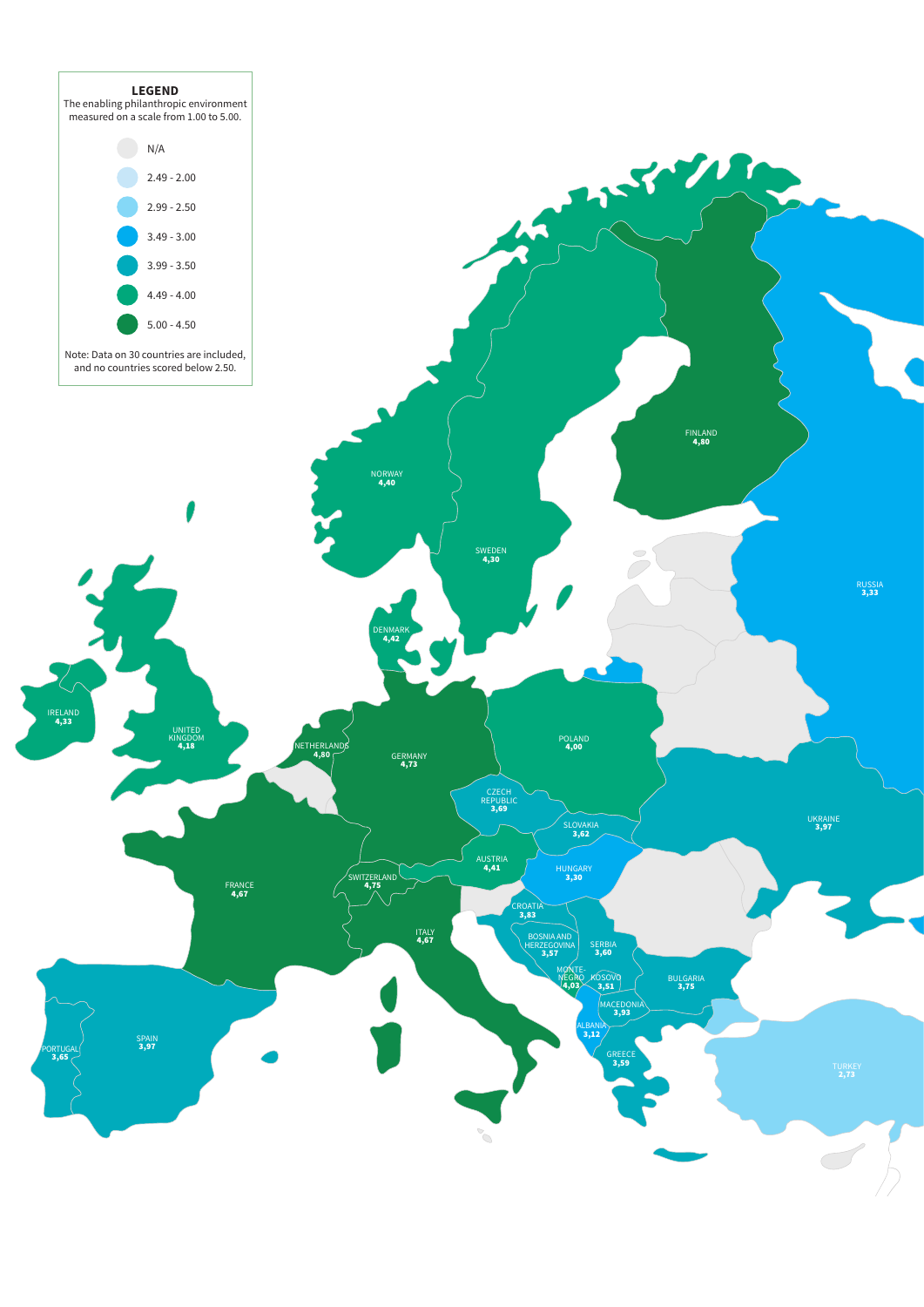**LEGEND**

The enabling philanthropic environment measured on a scale from 1.00 to 5.00.

- N/A
- 2.49 - 2.00
- 2.99 - 2.50
- 3.49 - 3.00
- 3.99 - 3.50
- 4.49 - 4.00
- 5.00 - 4.50

Note: Data on 30 countries are included, and no countries scored below 2.50.

| Country | Score |
|---|---|
| FINLAND | 4,80 |
| NORWAY | 4,40 |
| SWEDEN | 4,30 |
| RUSSIA | 3,33 |
| DENMARK | 4,42 |
| IRELAND | 4,33 |
| UNITED KINGDOM | 4,18 |
| NETHERLANDS | 4,80 |
| GERMANY | 4,73 |
| POLAND | 4,00 |
| CZECH REPUBLIC | 3,69 |
| SLOVAKIA | 3,62 |
| UKRAINE | 3,97 |
| AUSTRIA | 4,41 |
| HUNGARY | 3,30 |
| SWITZERLAND | 4,75 |
| FRANCE | 4,67 |
| ITALY | 4,67 |
| CROATIA | 3,83 |
| BOSNIA AND HERZEGOVINA | 3,57 |
| SERBIA | 3,60 |
| MONTENEGRO | 4,03 |
| KOSOVO | 3,51 |
| BULGARIA | 3,75 |
| MACEDONIA | 3,93 |
| ALBANIA | 3,12 |
| GREECE | 3,59 |
| SPAIN | 3,97 |
| PORTUGAL | 3,65 |
| TURKEY | 2,73 |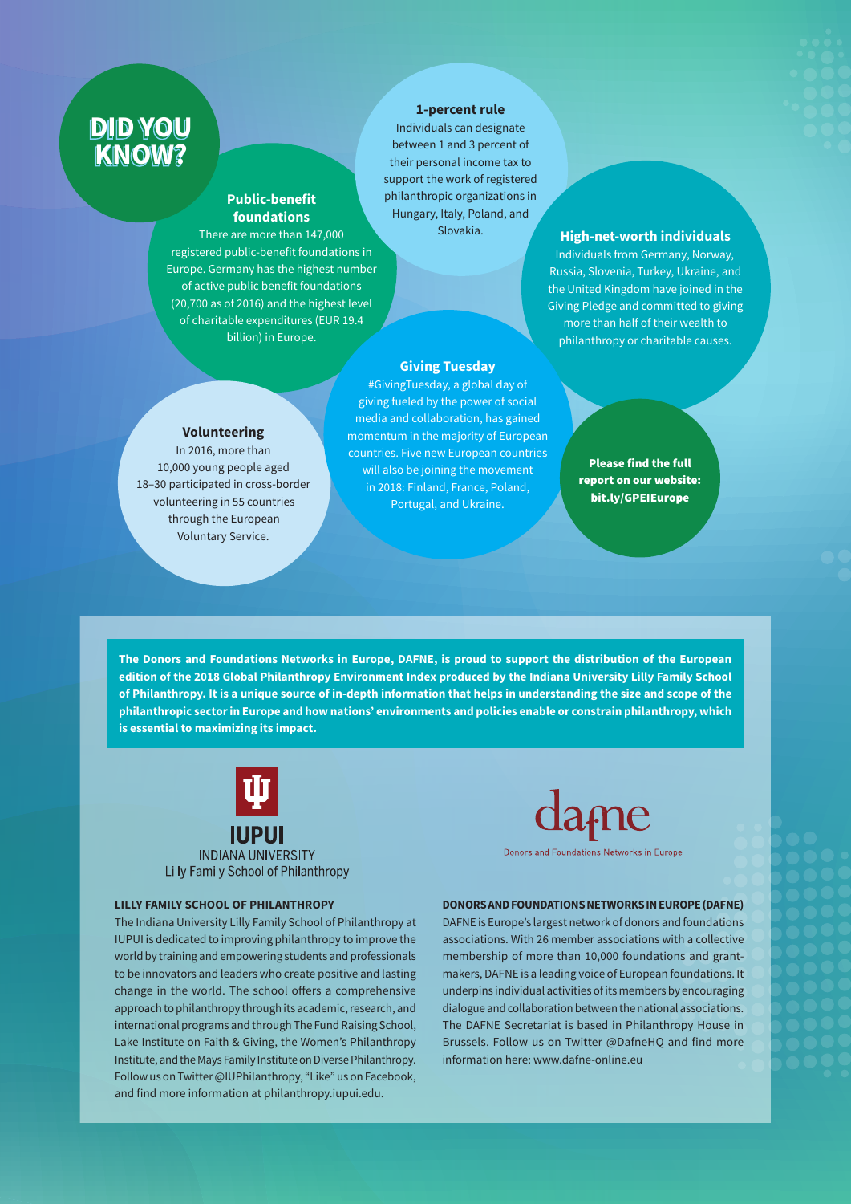# DID YOU KNOW?

### Public-benefit foundations

There are more than 147,000 registered public-benefit foundations in Europe. Germany has the highest number of active public benefit foundations (20,700 as of 2016) and the highest level of charitable expenditures (EUR 19.4 billion) in Europe.

### 1-percent rule

Individuals can designate between 1 and 3 percent of their personal income tax to support the work of registered philanthropic organizations in Hungary, Italy, Poland, and Slovakia.

### High-net-worth individuals

Individuals from Germany, Norway, Russia, Slovenia, Turkey, Ukraine, and the United Kingdom have joined in the Giving Pledge and committed to giving more than half of their wealth to philanthropy or charitable causes.

### Giving Tuesday

#GivingTuesday, a global day of giving fueled by the power of social media and collaboration, has gained momentum in the majority of European countries. Five new European countries will also be joining the movement in 2018: Finland, France, Poland, Portugal, and Ukraine.

### Volunteering

In 2016, more than 10,000 young people aged 18–30 participated in cross-border volunteering in 55 countries through the European Voluntary Service.

**Please find the full report on our website: bit.ly/GPEIEurope**

**The Donors and Foundations Networks in Europe, DAFNE, is proud to support the distribution of the European edition of the 2018 Global Philanthropy Environment Index produced by the Indiana University Lilly Family School of Philanthropy. It is a unique source of in-depth information that helps in understanding the size and scope of the philanthropic sector in Europe and how nations' environments and policies enable or constrain philanthropy, which is essential to maximizing its impact.**

IUPUI
INDIANA UNIVERSITY
Lilly Family School of Philanthropy

dafne
Donors and Foundations Networks in Europe

### LILLY FAMILY SCHOOL OF PHILANTHROPY

The Indiana University Lilly Family School of Philanthropy at IUPUI is dedicated to improving philanthropy to improve the world by training and empowering students and professionals to be innovators and leaders who create positive and lasting change in the world. The school offers a comprehensive approach to philanthropy through its academic, research, and international programs and through The Fund Raising School, Lake Institute on Faith & Giving, the Women's Philanthropy Institute, and the Mays Family Institute on Diverse Philanthropy. Follow us on Twitter @IUPhilanthropy, "Like" us on Facebook, and find more information at philanthropy.iupui.edu.

### DONORS AND FOUNDATIONS NETWORKS IN EUROPE (DAFNE)

DAFNE is Europe's largest network of donors and foundations associations. With 26 member associations with a collective membership of more than 10,000 foundations and grant-makers, DAFNE is a leading voice of European foundations. It underpins individual activities of its members by encouraging dialogue and collaboration between the national associations. The DAFNE Secretariat is based in Philanthropy House in Brussels. Follow us on Twitter @DafneHQ and find more information here: www.dafne-online.eu